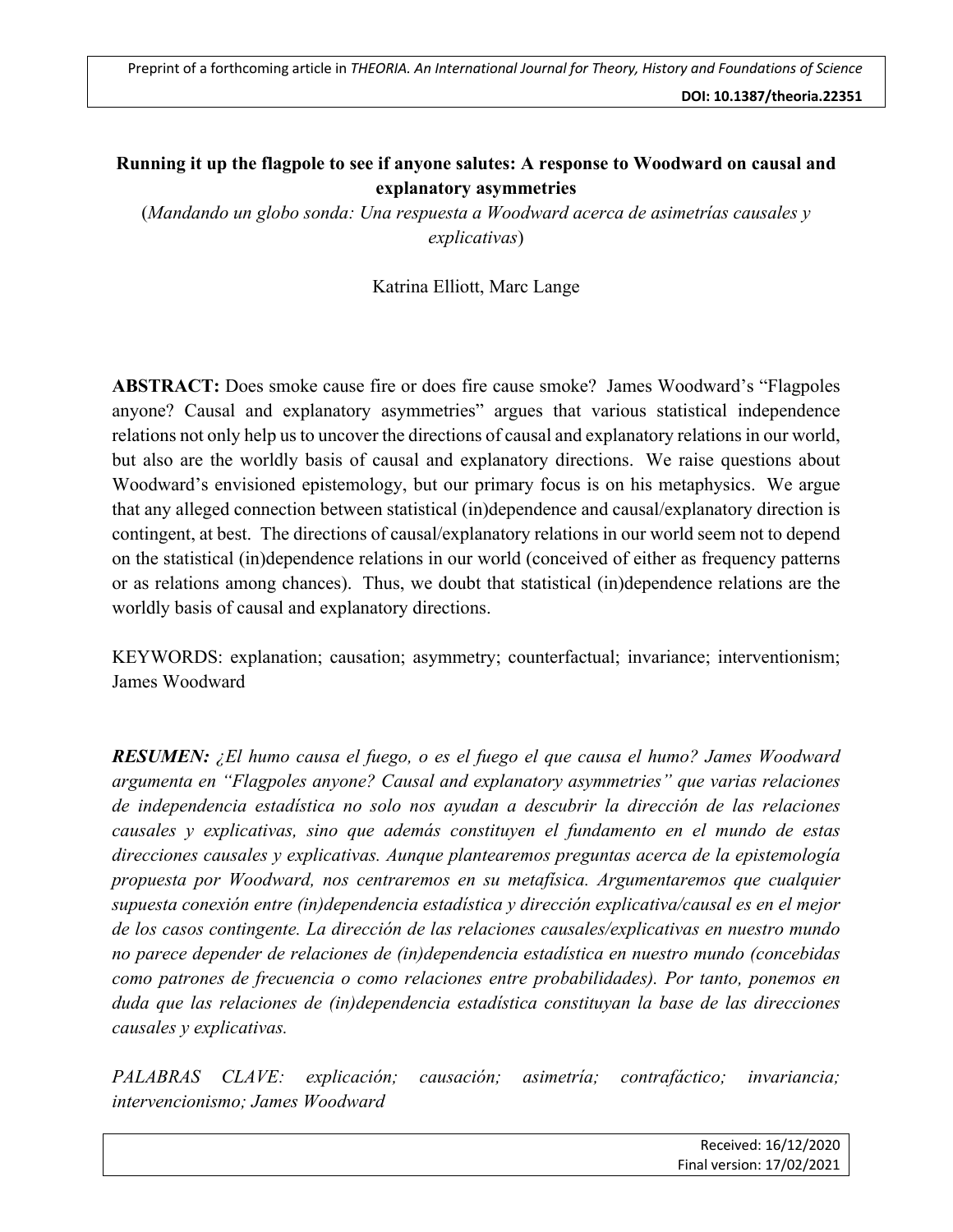Preprint of a forthcoming article in *THEORIA. An International Journal for Theory, History and Foundations of Science*

**DOI: 10.1387/theoria.22351**

# Running it up the flagpole to see if anyone salutes: A response to Woodward on causal and explanatory asymmetries

(*Mandando un globo sonda: Una respuesta a Woodward acerca de asimetrías causales y explicativas*)

Katrina Elliott, Marc Lange

**ABSTRACT:** Does smoke cause fire or does fire cause smoke? James Woodward's "Flagpoles anyone? Causal and explanatory asymmetries" argues that various statistical independence relations not only help us to uncover the directions of causal and explanatory relations in our world, but also are the worldly basis of causal and explanatory directions. We raise questions about Woodward's envisioned epistemology, but our primary focus is on his metaphysics. We argue that any alleged connection between statistical (in)dependence and causal/explanatory direction is contingent, at best. The directions of causal/explanatory relations in our world seem not to depend on the statistical (in)dependence relations in our world (conceived of either as frequency patterns or as relations among chances). Thus, we doubt that statistical (in)dependence relations are the worldly basis of causal and explanatory directions.

KEYWORDS: explanation; causation; asymmetry; counterfactual; invariance; interventionism; James Woodward

***RESUMEN:*** *¿El humo causa el fuego, o es el fuego el que causa el humo? James Woodward argumenta en "Flagpoles anyone? Causal and explanatory asymmetries" que varias relaciones de independencia estadística no solo nos ayudan a descubrir la dirección de las relaciones causales y explicativas, sino que además constituyen el fundamento en el mundo de estas direcciones causales y explicativas. Aunque plantearemos preguntas acerca de la epistemología propuesta por Woodward, nos centraremos en su metafísica. Argumentaremos que cualquier supuesta conexión entre (in)dependencia estadística y dirección explicativa/causal es en el mejor de los casos contingente. La dirección de las relaciones causales/explicativas en nuestro mundo no parece depender de relaciones de (in)dependencia estadística en nuestro mundo (concebidas como patrones de frecuencia o como relaciones entre probabilidades). Por tanto, ponemos en duda que las relaciones de (in)dependencia estadística constituyan la base de las direcciones causales y explicativas.*

*PALABRAS CLAVE: explicación; causación; asimetría; contrafáctico; invariancia; intervencionismo; James Woodward*

Received: 16/12/2020
Final version: 17/02/2021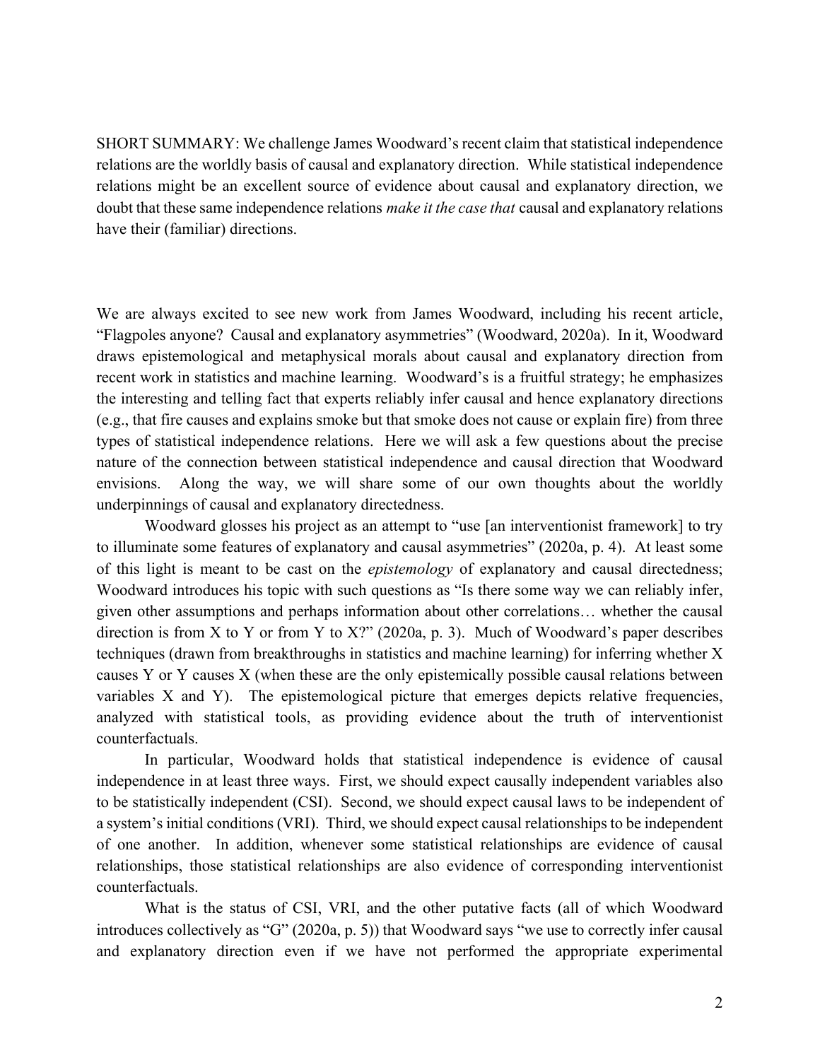SHORT SUMMARY: We challenge James Woodward's recent claim that statistical independence relations are the worldly basis of causal and explanatory direction. While statistical independence relations might be an excellent source of evidence about causal and explanatory direction, we doubt that these same independence relations *make it the case that* causal and explanatory relations have their (familiar) directions.

We are always excited to see new work from James Woodward, including his recent article, "Flagpoles anyone? Causal and explanatory asymmetries" (Woodward, 2020a). In it, Woodward draws epistemological and metaphysical morals about causal and explanatory direction from recent work in statistics and machine learning. Woodward's is a fruitful strategy; he emphasizes the interesting and telling fact that experts reliably infer causal and hence explanatory directions (e.g., that fire causes and explains smoke but that smoke does not cause or explain fire) from three types of statistical independence relations. Here we will ask a few questions about the precise nature of the connection between statistical independence and causal direction that Woodward envisions. Along the way, we will share some of our own thoughts about the worldly underpinnings of causal and explanatory directedness.

Woodward glosses his project as an attempt to "use [an interventionist framework] to try to illuminate some features of explanatory and causal asymmetries" (2020a, p. 4). At least some of this light is meant to be cast on the *epistemology* of explanatory and causal directedness; Woodward introduces his topic with such questions as "Is there some way we can reliably infer, given other assumptions and perhaps information about other correlations… whether the causal direction is from X to Y or from Y to X?" (2020a, p. 3). Much of Woodward's paper describes techniques (drawn from breakthroughs in statistics and machine learning) for inferring whether X causes Y or Y causes X (when these are the only epistemically possible causal relations between variables X and Y). The epistemological picture that emerges depicts relative frequencies, analyzed with statistical tools, as providing evidence about the truth of interventionist counterfactuals.

In particular, Woodward holds that statistical independence is evidence of causal independence in at least three ways. First, we should expect causally independent variables also to be statistically independent (CSI). Second, we should expect causal laws to be independent of a system's initial conditions (VRI). Third, we should expect causal relationships to be independent of one another. In addition, whenever some statistical relationships are evidence of causal relationships, those statistical relationships are also evidence of corresponding interventionist counterfactuals.

What is the status of CSI, VRI, and the other putative facts (all of which Woodward introduces collectively as "G" (2020a, p. 5)) that Woodward says "we use to correctly infer causal and explanatory direction even if we have not performed the appropriate experimental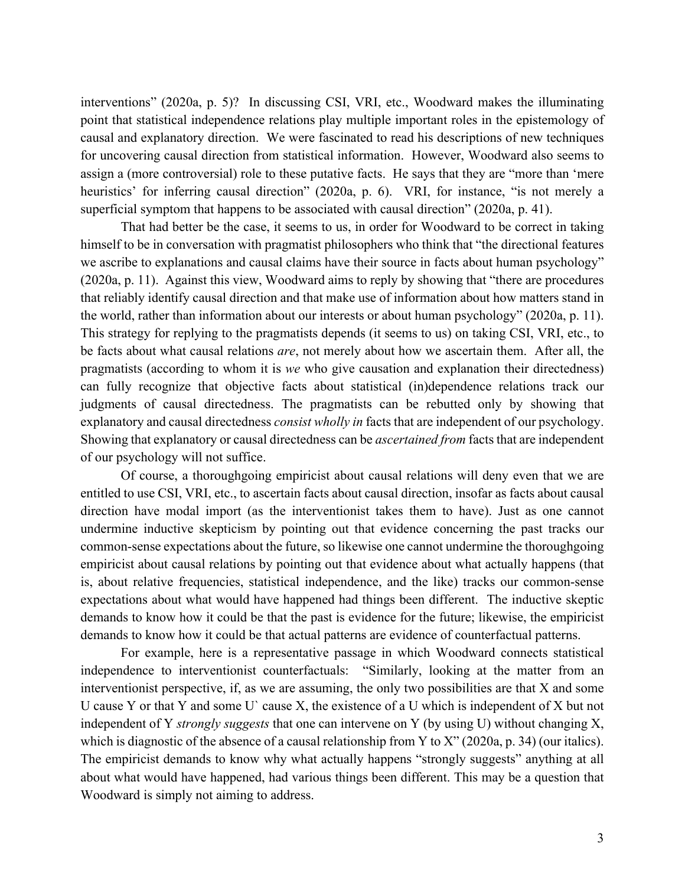interventions" (2020a, p. 5)? In discussing CSI, VRI, etc., Woodward makes the illuminating point that statistical independence relations play multiple important roles in the epistemology of causal and explanatory direction. We were fascinated to read his descriptions of new techniques for uncovering causal direction from statistical information. However, Woodward also seems to assign a (more controversial) role to these putative facts. He says that they are "more than 'mere heuristics' for inferring causal direction" (2020a, p. 6). VRI, for instance, "is not merely a superficial symptom that happens to be associated with causal direction" (2020a, p. 41).

That had better be the case, it seems to us, in order for Woodward to be correct in taking himself to be in conversation with pragmatist philosophers who think that "the directional features we ascribe to explanations and causal claims have their source in facts about human psychology" (2020a, p. 11). Against this view, Woodward aims to reply by showing that "there are procedures that reliably identify causal direction and that make use of information about how matters stand in the world, rather than information about our interests or about human psychology" (2020a, p. 11). This strategy for replying to the pragmatists depends (it seems to us) on taking CSI, VRI, etc., to be facts about what causal relations *are*, not merely about how we ascertain them. After all, the pragmatists (according to whom it is *we* who give causation and explanation their directedness) can fully recognize that objective facts about statistical (in)dependence relations track our judgments of causal directedness. The pragmatists can be rebutted only by showing that explanatory and causal directedness *consist wholly in* facts that are independent of our psychology. Showing that explanatory or causal directedness can be *ascertained from* facts that are independent of our psychology will not suffice.

Of course, a thoroughgoing empiricist about causal relations will deny even that we are entitled to use CSI, VRI, etc., to ascertain facts about causal direction, insofar as facts about causal direction have modal import (as the interventionist takes them to have). Just as one cannot undermine inductive skepticism by pointing out that evidence concerning the past tracks our common-sense expectations about the future, so likewise one cannot undermine the thoroughgoing empiricist about causal relations by pointing out that evidence about what actually happens (that is, about relative frequencies, statistical independence, and the like) tracks our common-sense expectations about what would have happened had things been different. The inductive skeptic demands to know how it could be that the past is evidence for the future; likewise, the empiricist demands to know how it could be that actual patterns are evidence of counterfactual patterns.

For example, here is a representative passage in which Woodward connects statistical independence to interventionist counterfactuals: "Similarly, looking at the matter from an interventionist perspective, if, as we are assuming, the only two possibilities are that X and some U cause Y or that Y and some U` cause X, the existence of a U which is independent of X but not independent of Y *strongly suggests* that one can intervene on Y (by using U) without changing X, which is diagnostic of the absence of a causal relationship from Y to X" (2020a, p. 34) (our italics). The empiricist demands to know why what actually happens "strongly suggests" anything at all about what would have happened, had various things been different. This may be a question that Woodward is simply not aiming to address.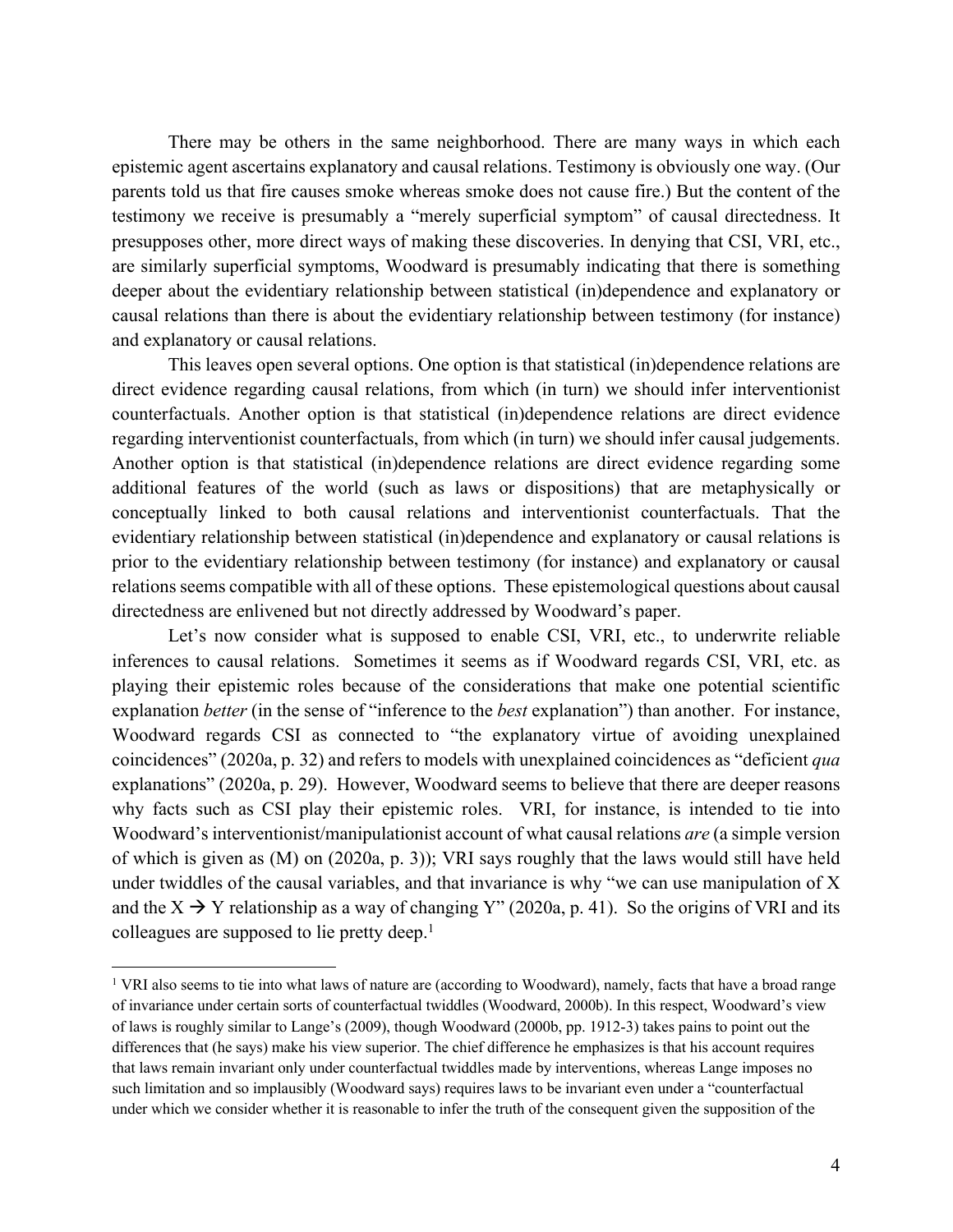There may be others in the same neighborhood. There are many ways in which each epistemic agent ascertains explanatory and causal relations. Testimony is obviously one way. (Our parents told us that fire causes smoke whereas smoke does not cause fire.) But the content of the testimony we receive is presumably a "merely superficial symptom" of causal directedness. It presupposes other, more direct ways of making these discoveries. In denying that CSI, VRI, etc., are similarly superficial symptoms, Woodward is presumably indicating that there is something deeper about the evidentiary relationship between statistical (in)dependence and explanatory or causal relations than there is about the evidentiary relationship between testimony (for instance) and explanatory or causal relations.

This leaves open several options. One option is that statistical (in)dependence relations are direct evidence regarding causal relations, from which (in turn) we should infer interventionist counterfactuals. Another option is that statistical (in)dependence relations are direct evidence regarding interventionist counterfactuals, from which (in turn) we should infer causal judgements. Another option is that statistical (in)dependence relations are direct evidence regarding some additional features of the world (such as laws or dispositions) that are metaphysically or conceptually linked to both causal relations and interventionist counterfactuals. That the evidentiary relationship between statistical (in)dependence and explanatory or causal relations is prior to the evidentiary relationship between testimony (for instance) and explanatory or causal relations seems compatible with all of these options. These epistemological questions about causal directedness are enlivened but not directly addressed by Woodward's paper.

Let's now consider what is supposed to enable CSI, VRI, etc., to underwrite reliable inferences to causal relations. Sometimes it seems as if Woodward regards CSI, VRI, etc. as playing their epistemic roles because of the considerations that make one potential scientific explanation *better* (in the sense of "inference to the *best* explanation") than another. For instance, Woodward regards CSI as connected to "the explanatory virtue of avoiding unexplained coincidences" (2020a, p. 32) and refers to models with unexplained coincidences as "deficient *qua* explanations" (2020a, p. 29). However, Woodward seems to believe that there are deeper reasons why facts such as CSI play their epistemic roles. VRI, for instance, is intended to tie into Woodward's interventionist/manipulationist account of what causal relations *are* (a simple version of which is given as (M) on (2020a, p. 3)); VRI says roughly that the laws would still have held under twiddles of the causal variables, and that invariance is why "we can use manipulation of X and the X → Y relationship as a way of changing Y" (2020a, p. 41). So the origins of VRI and its colleagues are supposed to lie pretty deep.[1]

[1] VRI also seems to tie into what laws of nature are (according to Woodward), namely, facts that have a broad range of invariance under certain sorts of counterfactual twiddles (Woodward, 2000b). In this respect, Woodward's view of laws is roughly similar to Lange's (2009), though Woodward (2000b, pp. 1912-3) takes pains to point out the differences that (he says) make his view superior. The chief difference he emphasizes is that his account requires that laws remain invariant only under counterfactual twiddles made by interventions, whereas Lange imposes no such limitation and so implausibly (Woodward says) requires laws to be invariant even under a "counterfactual under which we consider whether it is reasonable to infer the truth of the consequent given the supposition of the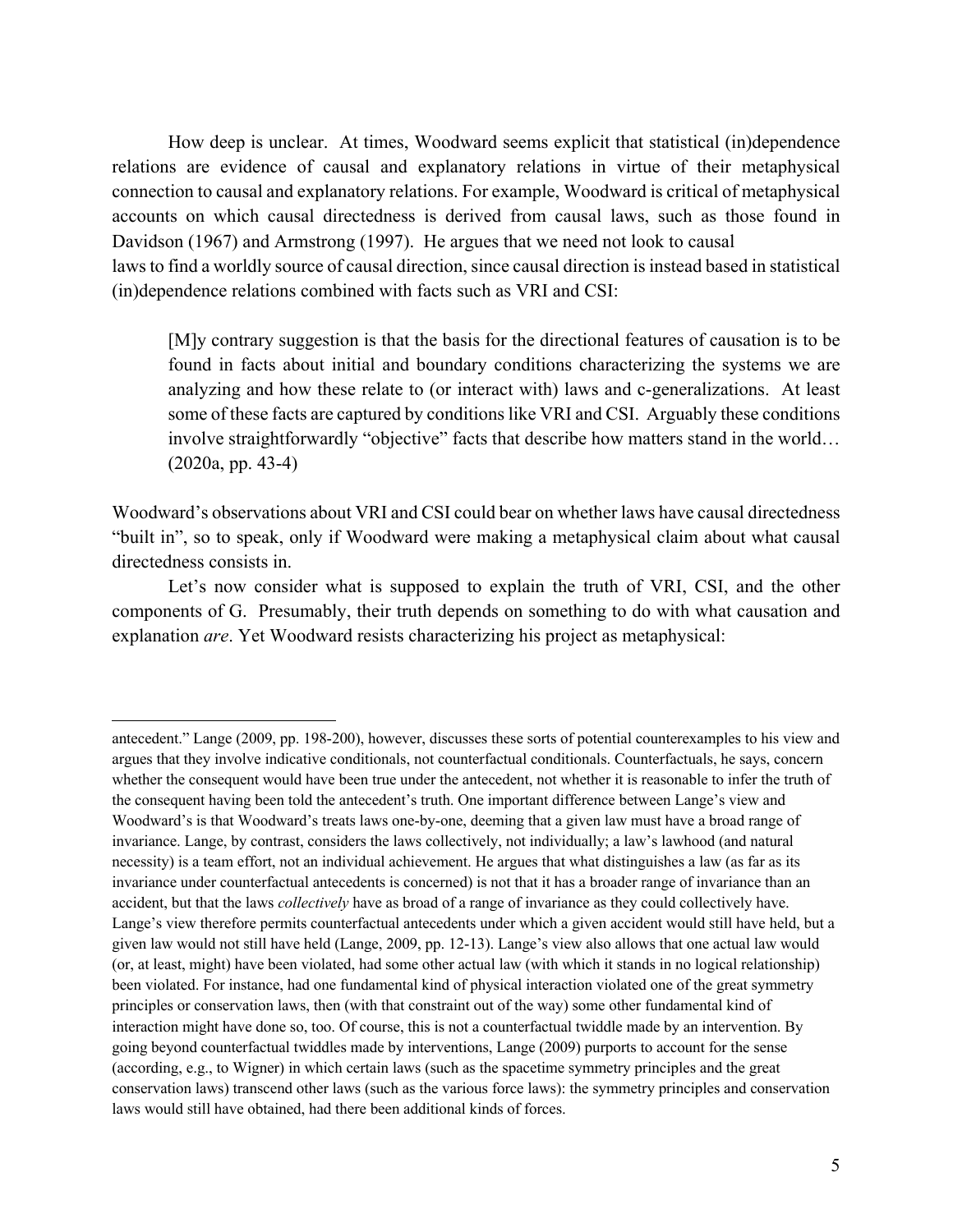How deep is unclear. At times, Woodward seems explicit that statistical (in)dependence relations are evidence of causal and explanatory relations in virtue of their metaphysical connection to causal and explanatory relations. For example, Woodward is critical of metaphysical accounts on which causal directedness is derived from causal laws, such as those found in Davidson (1967) and Armstrong (1997). He argues that we need not look to causal laws to find a worldly source of causal direction, since causal direction is instead based in statistical (in)dependence relations combined with facts such as VRI and CSI:

> [M]y contrary suggestion is that the basis for the directional features of causation is to be found in facts about initial and boundary conditions characterizing the systems we are analyzing and how these relate to (or interact with) laws and c-generalizations. At least some of these facts are captured by conditions like VRI and CSI. Arguably these conditions involve straightforwardly "objective" facts that describe how matters stand in the world… (2020a, pp. 43-4)

Woodward's observations about VRI and CSI could bear on whether laws have causal directedness "built in", so to speak, only if Woodward were making a metaphysical claim about what causal directedness consists in.

Let's now consider what is supposed to explain the truth of VRI, CSI, and the other components of G. Presumably, their truth depends on something to do with what causation and explanation *are*. Yet Woodward resists characterizing his project as metaphysical:

---

antecedent." Lange (2009, pp. 198-200), however, discusses these sorts of potential counterexamples to his view and argues that they involve indicative conditionals, not counterfactual conditionals. Counterfactuals, he says, concern whether the consequent would have been true under the antecedent, not whether it is reasonable to infer the truth of the consequent having been told the antecedent's truth. One important difference between Lange's view and Woodward's is that Woodward's treats laws one-by-one, deeming that a given law must have a broad range of invariance. Lange, by contrast, considers the laws collectively, not individually; a law's lawhood (and natural necessity) is a team effort, not an individual achievement. He argues that what distinguishes a law (as far as its invariance under counterfactual antecedents is concerned) is not that it has a broader range of invariance than an accident, but that the laws *collectively* have as broad of a range of invariance as they could collectively have. Lange's view therefore permits counterfactual antecedents under which a given accident would still have held, but a given law would not still have held (Lange, 2009, pp. 12-13). Lange's view also allows that one actual law would (or, at least, might) have been violated, had some other actual law (with which it stands in no logical relationship) been violated. For instance, had one fundamental kind of physical interaction violated one of the great symmetry principles or conservation laws, then (with that constraint out of the way) some other fundamental kind of interaction might have done so, too. Of course, this is not a counterfactual twiddle made by an intervention. By going beyond counterfactual twiddles made by interventions, Lange (2009) purports to account for the sense (according, e.g., to Wigner) in which certain laws (such as the spacetime symmetry principles and the great conservation laws) transcend other laws (such as the various force laws): the symmetry principles and conservation laws would still have obtained, had there been additional kinds of forces.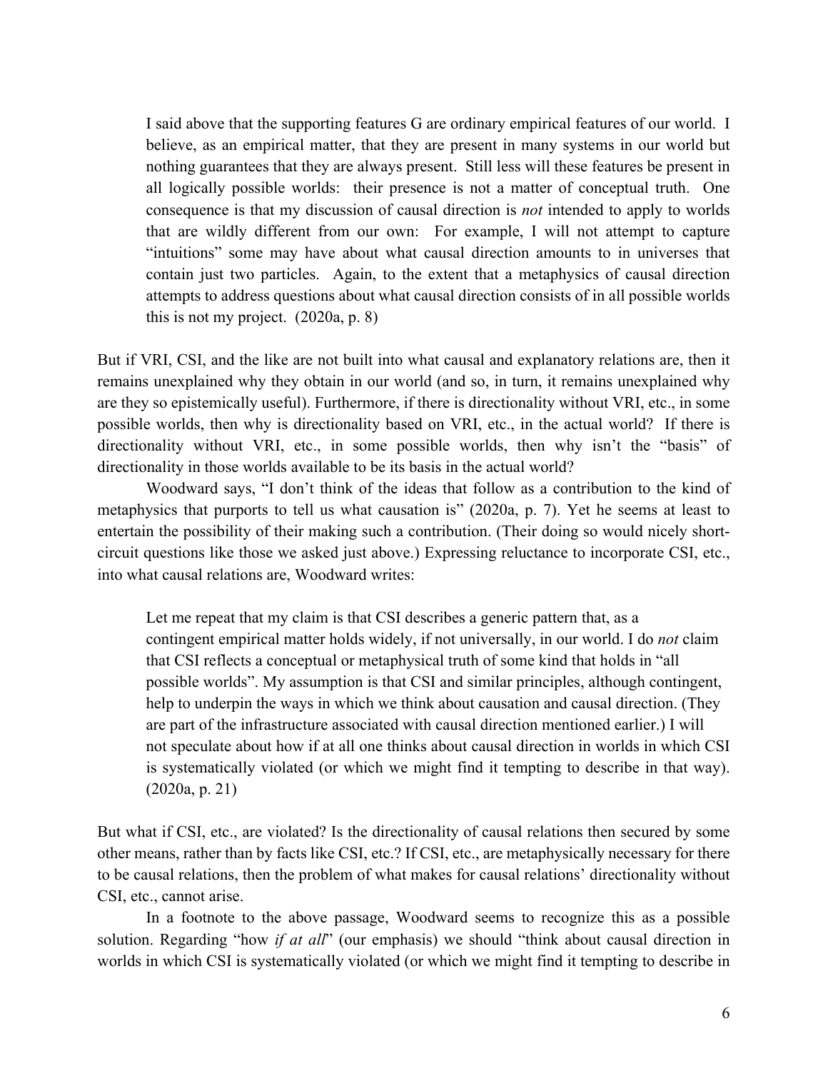> I said above that the supporting features G are ordinary empirical features of our world. I believe, as an empirical matter, that they are present in many systems in our world but nothing guarantees that they are always present. Still less will these features be present in all logically possible worlds: their presence is not a matter of conceptual truth. One consequence is that my discussion of causal direction is *not* intended to apply to worlds that are wildly different from our own: For example, I will not attempt to capture "intuitions" some may have about what causal direction amounts to in universes that contain just two particles. Again, to the extent that a metaphysics of causal direction attempts to address questions about what causal direction consists of in all possible worlds this is not my project. (2020a, p. 8)

But if VRI, CSI, and the like are not built into what causal and explanatory relations are, then it remains unexplained why they obtain in our world (and so, in turn, it remains unexplained why are they so epistemically useful). Furthermore, if there is directionality without VRI, etc., in some possible worlds, then why is directionality based on VRI, etc., in the actual world? If there is directionality without VRI, etc., in some possible worlds, then why isn't the "basis" of directionality in those worlds available to be its basis in the actual world?

Woodward says, "I don't think of the ideas that follow as a contribution to the kind of metaphysics that purports to tell us what causation is" (2020a, p. 7). Yet he seems at least to entertain the possibility of their making such a contribution. (Their doing so would nicely short-circuit questions like those we asked just above.) Expressing reluctance to incorporate CSI, etc., into what causal relations are, Woodward writes:

> Let me repeat that my claim is that CSI describes a generic pattern that, as a contingent empirical matter holds widely, if not universally, in our world. I do *not* claim that CSI reflects a conceptual or metaphysical truth of some kind that holds in "all possible worlds". My assumption is that CSI and similar principles, although contingent, help to underpin the ways in which we think about causation and causal direction. (They are part of the infrastructure associated with causal direction mentioned earlier.) I will not speculate about how if at all one thinks about causal direction in worlds in which CSI is systematically violated (or which we might find it tempting to describe in that way). (2020a, p. 21)

But what if CSI, etc., are violated? Is the directionality of causal relations then secured by some other means, rather than by facts like CSI, etc.? If CSI, etc., are metaphysically necessary for there to be causal relations, then the problem of what makes for causal relations' directionality without CSI, etc., cannot arise.

In a footnote to the above passage, Woodward seems to recognize this as a possible solution. Regarding "how *if at all*" (our emphasis) we should "think about causal direction in worlds in which CSI is systematically violated (or which we might find it tempting to describe in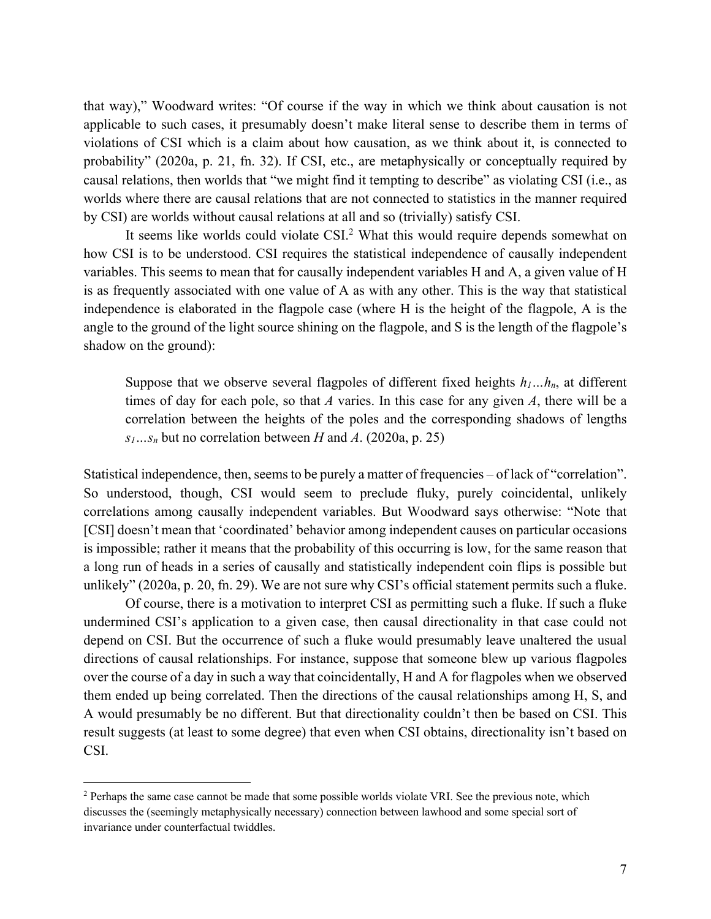that way)," Woodward writes: "Of course if the way in which we think about causation is not applicable to such cases, it presumably doesn't make literal sense to describe them in terms of violations of CSI which is a claim about how causation, as we think about it, is connected to probability" (2020a, p. 21, fn. 32). If CSI, etc., are metaphysically or conceptually required by causal relations, then worlds that "we might find it tempting to describe" as violating CSI (i.e., as worlds where there are causal relations that are not connected to statistics in the manner required by CSI) are worlds without causal relations at all and so (trivially) satisfy CSI.

It seems like worlds could violate CSI.[2] What this would require depends somewhat on how CSI is to be understood. CSI requires the statistical independence of causally independent variables. This seems to mean that for causally independent variables H and A, a given value of H is as frequently associated with one value of A as with any other. This is the way that statistical independence is elaborated in the flagpole case (where H is the height of the flagpole, A is the angle to the ground of the light source shining on the flagpole, and S is the length of the flagpole's shadow on the ground):

> Suppose that we observe several flagpoles of different fixed heights $h_1 \ldots h_n$, at different times of day for each pole, so that *A* varies. In this case for any given *A*, there will be a correlation between the heights of the poles and the corresponding shadows of lengths $s_1 \ldots s_n$ but no correlation between *H* and *A*. (2020a, p. 25)

Statistical independence, then, seems to be purely a matter of frequencies – of lack of "correlation". So understood, though, CSI would seem to preclude fluky, purely coincidental, unlikely correlations among causally independent variables. But Woodward says otherwise: "Note that [CSI] doesn't mean that 'coordinated' behavior among independent causes on particular occasions is impossible; rather it means that the probability of this occurring is low, for the same reason that a long run of heads in a series of causally and statistically independent coin flips is possible but unlikely" (2020a, p. 20, fn. 29). We are not sure why CSI's official statement permits such a fluke.

Of course, there is a motivation to interpret CSI as permitting such a fluke. If such a fluke undermined CSI's application to a given case, then causal directionality in that case could not depend on CSI. But the occurrence of such a fluke would presumably leave unaltered the usual directions of causal relationships. For instance, suppose that someone blew up various flagpoles over the course of a day in such a way that coincidentally, H and A for flagpoles when we observed them ended up being correlated. Then the directions of the causal relationships among H, S, and A would presumably be no different. But that directionality couldn't then be based on CSI. This result suggests (at least to some degree) that even when CSI obtains, directionality isn't based on CSI.

---

[2] Perhaps the same case cannot be made that some possible worlds violate VRI. See the previous note, which discusses the (seemingly metaphysically necessary) connection between lawhood and some special sort of invariance under counterfactual twiddles.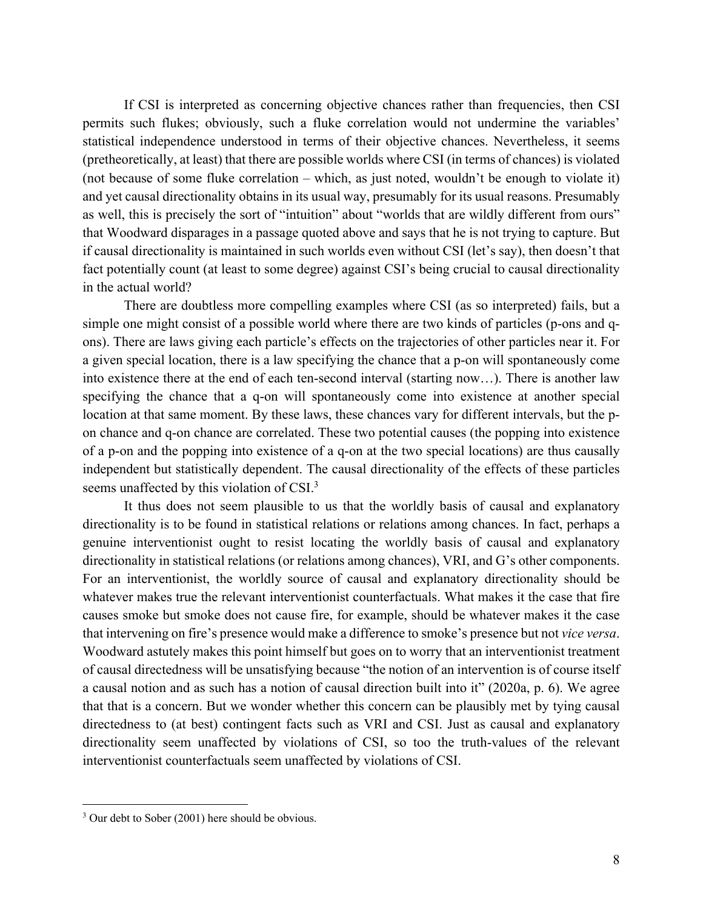If CSI is interpreted as concerning objective chances rather than frequencies, then CSI permits such flukes; obviously, such a fluke correlation would not undermine the variables' statistical independence understood in terms of their objective chances. Nevertheless, it seems (pretheoretically, at least) that there are possible worlds where CSI (in terms of chances) is violated (not because of some fluke correlation – which, as just noted, wouldn't be enough to violate it) and yet causal directionality obtains in its usual way, presumably for its usual reasons. Presumably as well, this is precisely the sort of "intuition" about "worlds that are wildly different from ours" that Woodward disparages in a passage quoted above and says that he is not trying to capture. But if causal directionality is maintained in such worlds even without CSI (let's say), then doesn't that fact potentially count (at least to some degree) against CSI's being crucial to causal directionality in the actual world?

There are doubtless more compelling examples where CSI (as so interpreted) fails, but a simple one might consist of a possible world where there are two kinds of particles (p-ons and q-ons). There are laws giving each particle's effects on the trajectories of other particles near it. For a given special location, there is a law specifying the chance that a p-on will spontaneously come into existence there at the end of each ten-second interval (starting now…). There is another law specifying the chance that a q-on will spontaneously come into existence at another special location at that same moment. By these laws, these chances vary for different intervals, but the p-on chance and q-on chance are correlated. These two potential causes (the popping into existence of a p-on and the popping into existence of a q-on at the two special locations) are thus causally independent but statistically dependent. The causal directionality of the effects of these particles seems unaffected by this violation of CSI.[3]

It thus does not seem plausible to us that the worldly basis of causal and explanatory directionality is to be found in statistical relations or relations among chances. In fact, perhaps a genuine interventionist ought to resist locating the worldly basis of causal and explanatory directionality in statistical relations (or relations among chances), VRI, and G's other components. For an interventionist, the worldly source of causal and explanatory directionality should be whatever makes true the relevant interventionist counterfactuals. What makes it the case that fire causes smoke but smoke does not cause fire, for example, should be whatever makes it the case that intervening on fire's presence would make a difference to smoke's presence but not *vice versa*. Woodward astutely makes this point himself but goes on to worry that an interventionist treatment of causal directedness will be unsatisfying because "the notion of an intervention is of course itself a causal notion and as such has a notion of causal direction built into it" (2020a, p. 6). We agree that that is a concern. But we wonder whether this concern can be plausibly met by tying causal directedness to (at best) contingent facts such as VRI and CSI. Just as causal and explanatory directionality seem unaffected by violations of CSI, so too the truth-values of the relevant interventionist counterfactuals seem unaffected by violations of CSI.

---

[3] Our debt to Sober (2001) here should be obvious.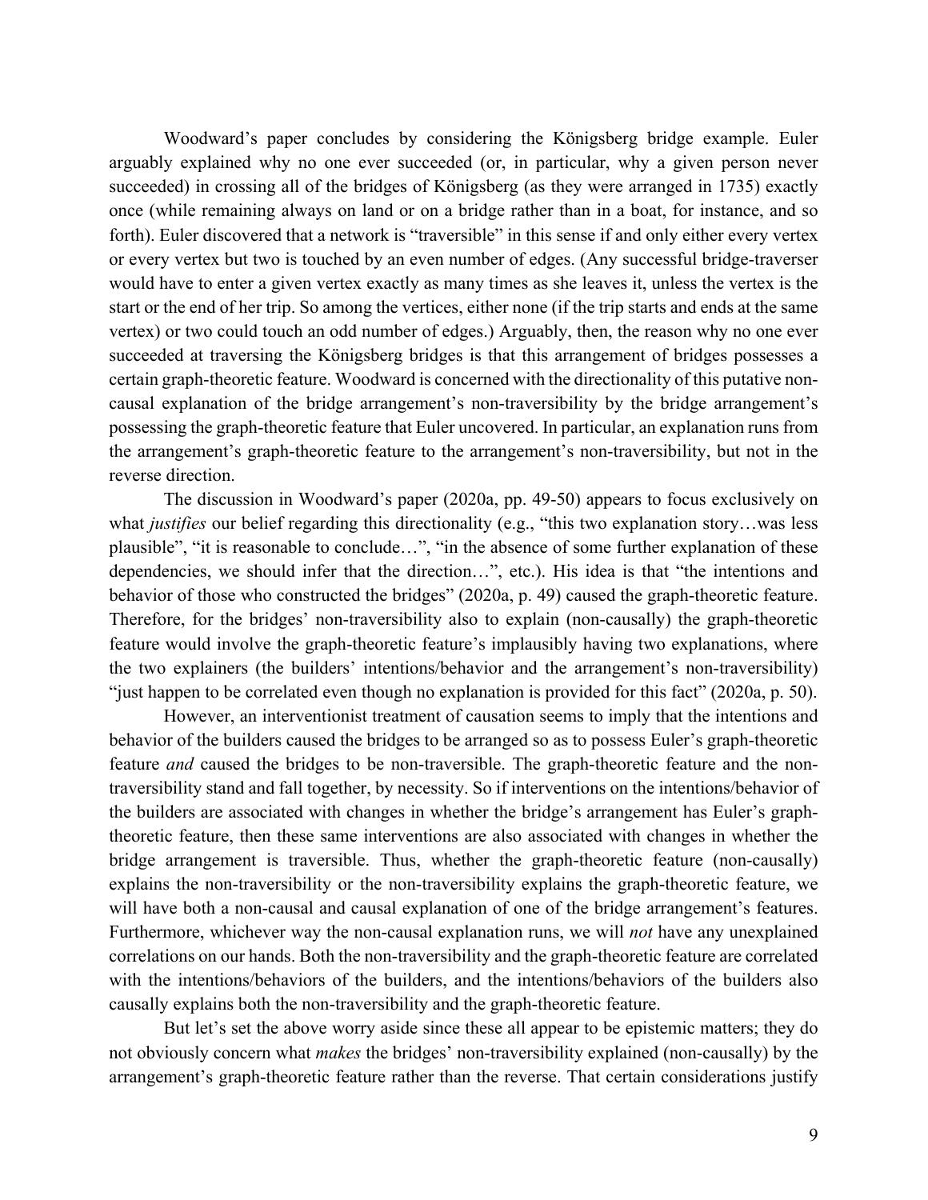Woodward's paper concludes by considering the Königsberg bridge example. Euler arguably explained why no one ever succeeded (or, in particular, why a given person never succeeded) in crossing all of the bridges of Königsberg (as they were arranged in 1735) exactly once (while remaining always on land or on a bridge rather than in a boat, for instance, and so forth). Euler discovered that a network is "traversible" in this sense if and only either every vertex or every vertex but two is touched by an even number of edges. (Any successful bridge-traverser would have to enter a given vertex exactly as many times as she leaves it, unless the vertex is the start or the end of her trip. So among the vertices, either none (if the trip starts and ends at the same vertex) or two could touch an odd number of edges.) Arguably, then, the reason why no one ever succeeded at traversing the Königsberg bridges is that this arrangement of bridges possesses a certain graph-theoretic feature. Woodward is concerned with the directionality of this putative non-causal explanation of the bridge arrangement's non-traversibility by the bridge arrangement's possessing the graph-theoretic feature that Euler uncovered. In particular, an explanation runs from the arrangement's graph-theoretic feature to the arrangement's non-traversibility, but not in the reverse direction.

The discussion in Woodward's paper (2020a, pp. 49-50) appears to focus exclusively on what *justifies* our belief regarding this directionality (e.g., "this two explanation story…was less plausible", "it is reasonable to conclude…", "in the absence of some further explanation of these dependencies, we should infer that the direction…", etc.). His idea is that "the intentions and behavior of those who constructed the bridges" (2020a, p. 49) caused the graph-theoretic feature. Therefore, for the bridges' non-traversibility also to explain (non-causally) the graph-theoretic feature would involve the graph-theoretic feature's implausibly having two explanations, where the two explainers (the builders' intentions/behavior and the arrangement's non-traversibility) "just happen to be correlated even though no explanation is provided for this fact" (2020a, p. 50).

However, an interventionist treatment of causation seems to imply that the intentions and behavior of the builders caused the bridges to be arranged so as to possess Euler's graph-theoretic feature *and* caused the bridges to be non-traversible. The graph-theoretic feature and the non-traversibility stand and fall together, by necessity. So if interventions on the intentions/behavior of the builders are associated with changes in whether the bridge's arrangement has Euler's graph-theoretic feature, then these same interventions are also associated with changes in whether the bridge arrangement is traversible. Thus, whether the graph-theoretic feature (non-causally) explains the non-traversibility or the non-traversibility explains the graph-theoretic feature, we will have both a non-causal and causal explanation of one of the bridge arrangement's features. Furthermore, whichever way the non-causal explanation runs, we will *not* have any unexplained correlations on our hands. Both the non-traversibility and the graph-theoretic feature are correlated with the intentions/behaviors of the builders, and the intentions/behaviors of the builders also causally explains both the non-traversibility and the graph-theoretic feature.

But let's set the above worry aside since these all appear to be epistemic matters; they do not obviously concern what *makes* the bridges' non-traversibility explained (non-causally) by the arrangement's graph-theoretic feature rather than the reverse. That certain considerations justify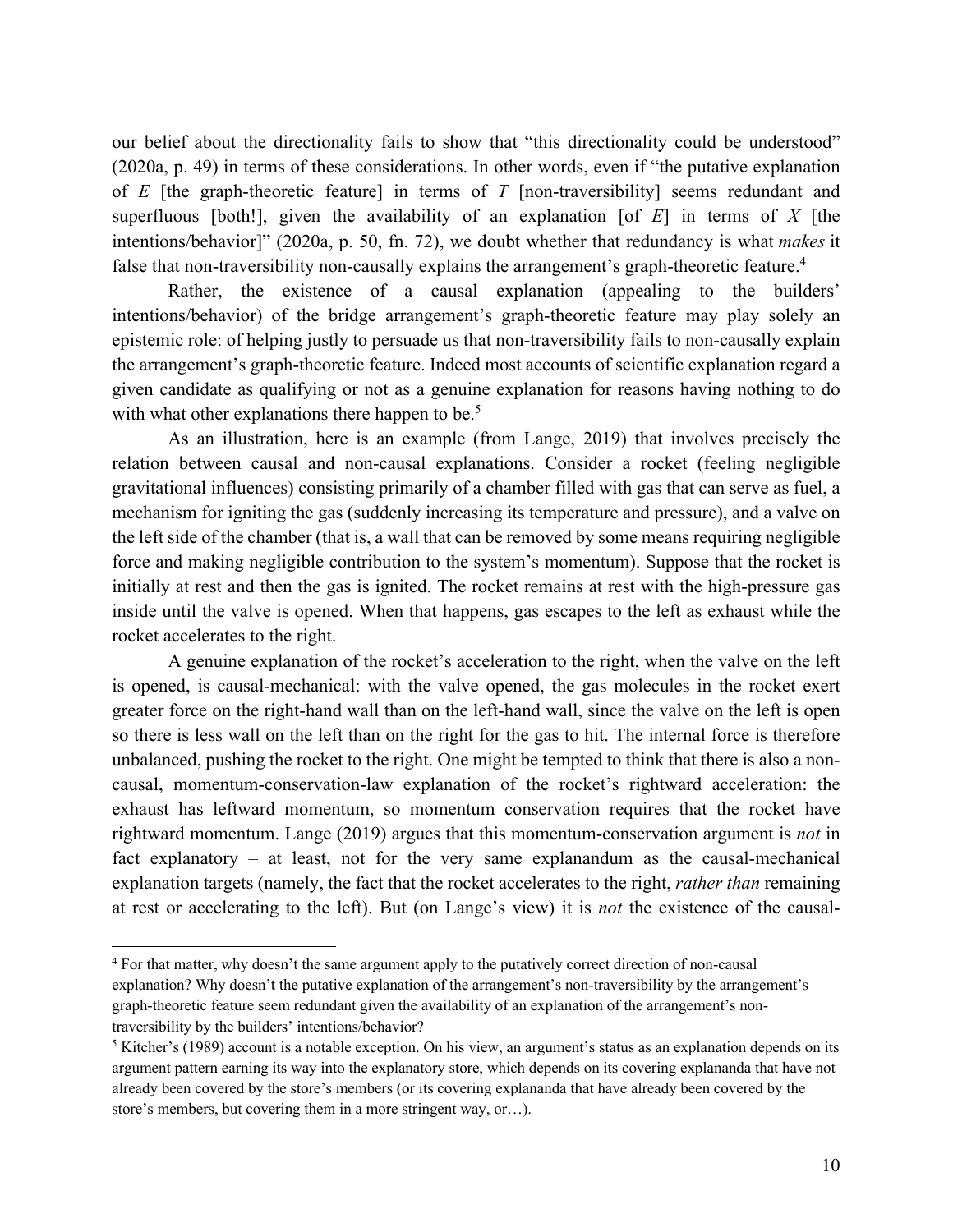our belief about the directionality fails to show that "this directionality could be understood" (2020a, p. 49) in terms of these considerations. In other words, even if "the putative explanation of *E* [the graph-theoretic feature] in terms of *T* [non-traversibility] seems redundant and superfluous [both!], given the availability of an explanation [of *E*] in terms of *X* [the intentions/behavior]" (2020a, p. 50, fn. 72), we doubt whether that redundancy is what *makes* it false that non-traversibility non-causally explains the arrangement's graph-theoretic feature.[4]

Rather, the existence of a causal explanation (appealing to the builders' intentions/behavior) of the bridge arrangement's graph-theoretic feature may play solely an epistemic role: of helping justly to persuade us that non-traversibility fails to non-causally explain the arrangement's graph-theoretic feature. Indeed most accounts of scientific explanation regard a given candidate as qualifying or not as a genuine explanation for reasons having nothing to do with what other explanations there happen to be.[5]

As an illustration, here is an example (from Lange, 2019) that involves precisely the relation between causal and non-causal explanations. Consider a rocket (feeling negligible gravitational influences) consisting primarily of a chamber filled with gas that can serve as fuel, a mechanism for igniting the gas (suddenly increasing its temperature and pressure), and a valve on the left side of the chamber (that is, a wall that can be removed by some means requiring negligible force and making negligible contribution to the system's momentum). Suppose that the rocket is initially at rest and then the gas is ignited. The rocket remains at rest with the high-pressure gas inside until the valve is opened. When that happens, gas escapes to the left as exhaust while the rocket accelerates to the right.

A genuine explanation of the rocket's acceleration to the right, when the valve on the left is opened, is causal-mechanical: with the valve opened, the gas molecules in the rocket exert greater force on the right-hand wall than on the left-hand wall, since the valve on the left is open so there is less wall on the left than on the right for the gas to hit. The internal force is therefore unbalanced, pushing the rocket to the right. One might be tempted to think that there is also a non-causal, momentum-conservation-law explanation of the rocket's rightward acceleration: the exhaust has leftward momentum, so momentum conservation requires that the rocket have rightward momentum. Lange (2019) argues that this momentum-conservation argument is *not* in fact explanatory – at least, not for the very same explanandum as the causal-mechanical explanation targets (namely, the fact that the rocket accelerates to the right, *rather than* remaining at rest or accelerating to the left). But (on Lange's view) it is *not* the existence of the causal-

---

[4] For that matter, why doesn't the same argument apply to the putatively correct direction of non-causal explanation? Why doesn't the putative explanation of the arrangement's non-traversibility by the arrangement's graph-theoretic feature seem redundant given the availability of an explanation of the arrangement's non-traversibility by the builders' intentions/behavior?

[5] Kitcher's (1989) account is a notable exception. On his view, an argument's status as an explanation depends on its argument pattern earning its way into the explanatory store, which depends on its covering explananda that have not already been covered by the store's members (or its covering explananda that have already been covered by the store's members, but covering them in a more stringent way, or…).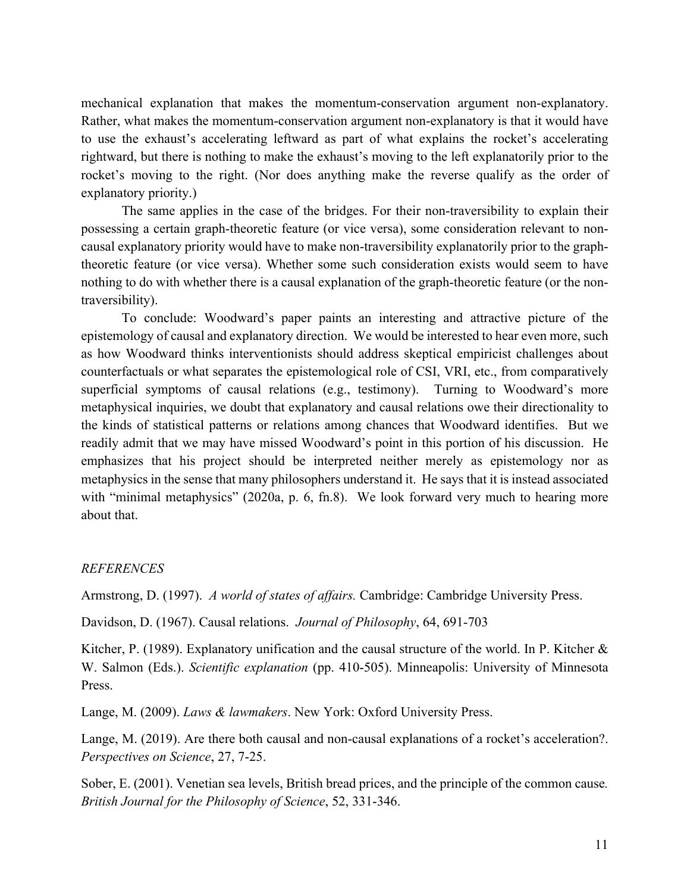mechanical explanation that makes the momentum-conservation argument non-explanatory. Rather, what makes the momentum-conservation argument non-explanatory is that it would have to use the exhaust's accelerating leftward as part of what explains the rocket's accelerating rightward, but there is nothing to make the exhaust's moving to the left explanatorily prior to the rocket's moving to the right. (Nor does anything make the reverse qualify as the order of explanatory priority.)

The same applies in the case of the bridges. For their non-traversibility to explain their possessing a certain graph-theoretic feature (or vice versa), some consideration relevant to non-causal explanatory priority would have to make non-traversibility explanatorily prior to the graph-theoretic feature (or vice versa). Whether some such consideration exists would seem to have nothing to do with whether there is a causal explanation of the graph-theoretic feature (or the non-traversibility).

To conclude: Woodward's paper paints an interesting and attractive picture of the epistemology of causal and explanatory direction. We would be interested to hear even more, such as how Woodward thinks interventionists should address skeptical empiricist challenges about counterfactuals or what separates the epistemological role of CSI, VRI, etc., from comparatively superficial symptoms of causal relations (e.g., testimony). Turning to Woodward's more metaphysical inquiries, we doubt that explanatory and causal relations owe their directionality to the kinds of statistical patterns or relations among chances that Woodward identifies. But we readily admit that we may have missed Woodward's point in this portion of his discussion. He emphasizes that his project should be interpreted neither merely as epistemology nor as metaphysics in the sense that many philosophers understand it. He says that it is instead associated with "minimal metaphysics" (2020a, p. 6, fn.8). We look forward very much to hearing more about that.

*REFERENCES*

Armstrong, D. (1997). *A world of states of affairs.* Cambridge: Cambridge University Press.

Davidson, D. (1967). Causal relations. *Journal of Philosophy*, 64, 691-703

Kitcher, P. (1989). Explanatory unification and the causal structure of the world. In P. Kitcher & W. Salmon (Eds.). *Scientific explanation* (pp. 410-505). Minneapolis: University of Minnesota Press.

Lange, M. (2009). *Laws & lawmakers*. New York: Oxford University Press.

Lange, M. (2019). Are there both causal and non-causal explanations of a rocket's acceleration?. *Perspectives on Science*, 27, 7-25.

Sober, E. (2001). Venetian sea levels, British bread prices, and the principle of the common cause. *British Journal for the Philosophy of Science*, 52, 331-346.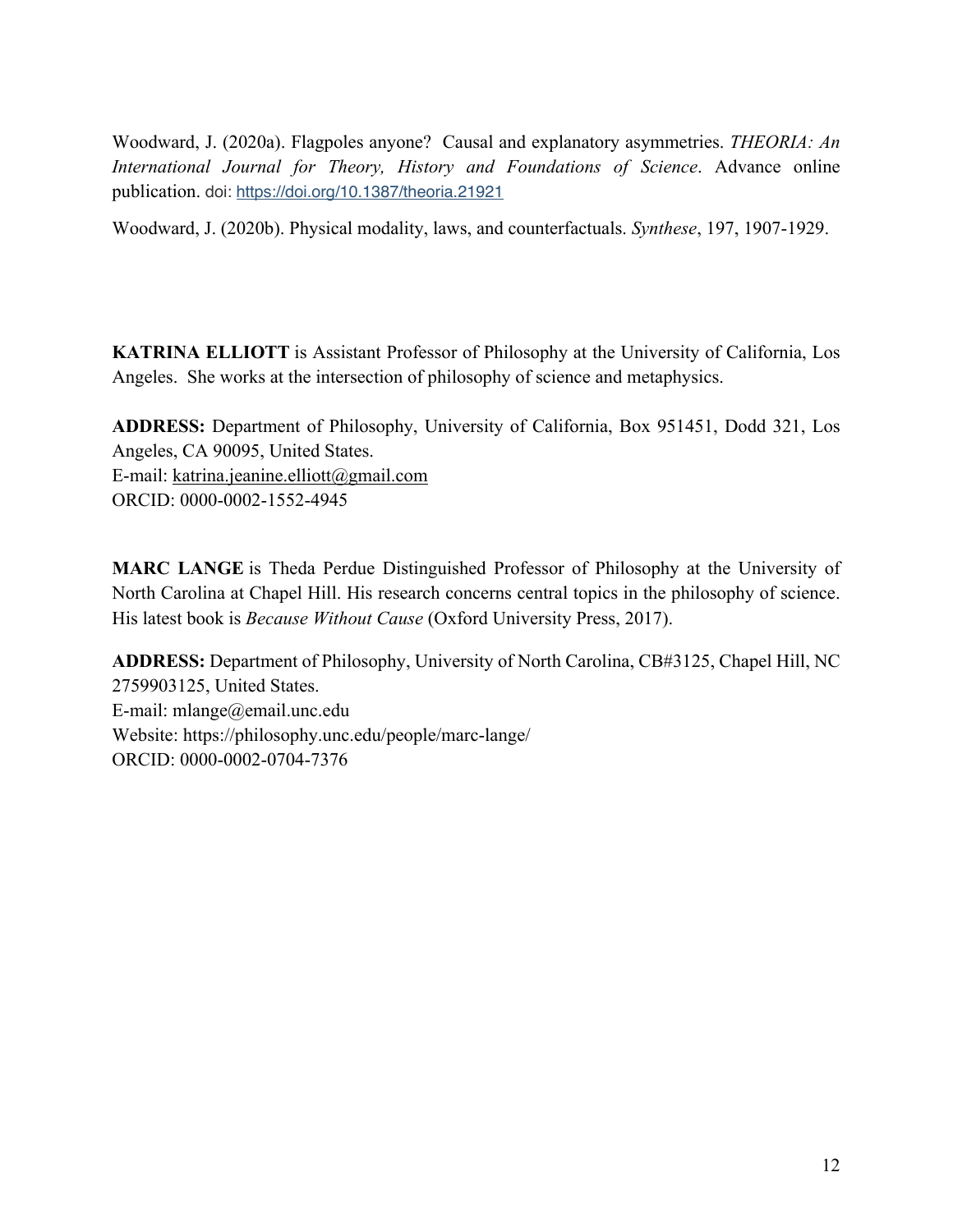Woodward, J. (2020a). Flagpoles anyone? Causal and explanatory asymmetries. *THEORIA: An International Journal for Theory, History and Foundations of Science*. Advance online publication. doi: https://doi.org/10.1387/theoria.21921

Woodward, J. (2020b). Physical modality, laws, and counterfactuals. *Synthese*, 197, 1907-1929.

**KATRINA ELLIOTT** is Assistant Professor of Philosophy at the University of California, Los Angeles. She works at the intersection of philosophy of science and metaphysics.

**ADDRESS:** Department of Philosophy, University of California, Box 951451, Dodd 321, Los Angeles, CA 90095, United States.
E-mail: katrina.jeanine.elliott@gmail.com
ORCID: 0000-0002-1552-4945

**MARC LANGE** is Theda Perdue Distinguished Professor of Philosophy at the University of North Carolina at Chapel Hill. His research concerns central topics in the philosophy of science. His latest book is *Because Without Cause* (Oxford University Press, 2017).

**ADDRESS:** Department of Philosophy, University of North Carolina, CB#3125, Chapel Hill, NC 2759903125, United States.
E-mail: mlange@email.unc.edu
Website: https://philosophy.unc.edu/people/marc-lange/
ORCID: 0000-0002-0704-7376